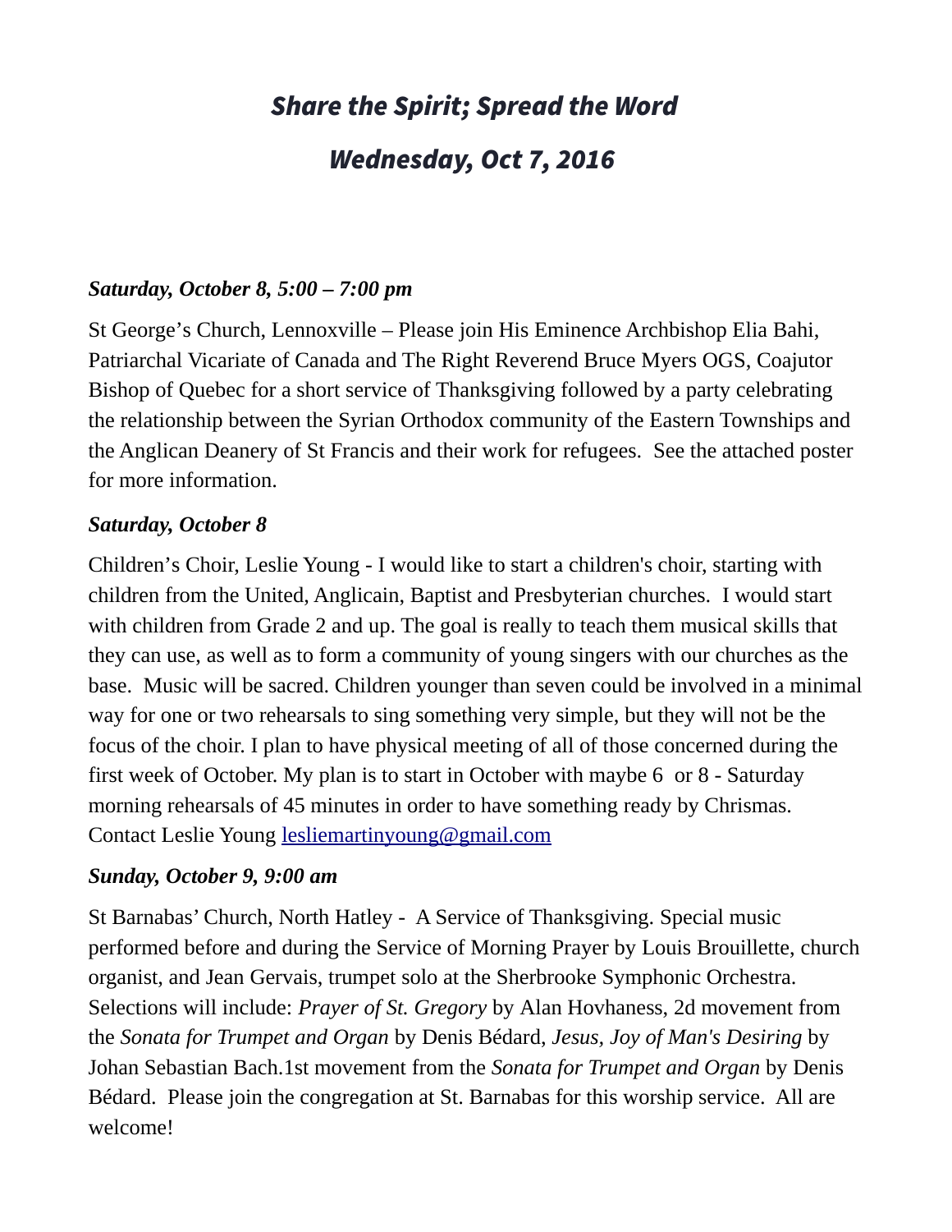# *Share the Spirit; Spread the Word*

## *Wednesday, Oct 7, 2016*

***Saturday, October 8, 5:00 – 7:00 pm***

St George's Church, Lennoxville – Please join His Eminence Archbishop Elia Bahi, Patriarchal Vicariate of Canada and The Right Reverend Bruce Myers OGS, Coajutor Bishop of Quebec for a short service of Thanksgiving followed by a party celebrating the relationship between the Syrian Orthodox community of the Eastern Townships and the Anglican Deanery of St Francis and their work for refugees.  See the attached poster for more information.

***Saturday, October 8***

Children's Choir, Leslie Young - I would like to start a children's choir, starting with children from the United, Anglicain, Baptist and Presbyterian churches.  I would start with children from Grade 2 and up. The goal is really to teach them musical skills that they can use, as well as to form a community of young singers with our churches as the base.  Music will be sacred. Children younger than seven could be involved in a minimal way for one or two rehearsals to sing something very simple, but they will not be the focus of the choir. I plan to have physical meeting of all of those concerned during the first week of October. My plan is to start in October with maybe 6  or 8 - Saturday morning rehearsals of 45 minutes in order to have something ready by Chrismas. Contact Leslie Young lesliemartinyoung@gmail.com

***Sunday, October 9, 9:00 am***

St Barnabas' Church, North Hatley -  A Service of Thanksgiving. Special music performed before and during the Service of Morning Prayer by Louis Brouillette, church organist, and Jean Gervais, trumpet solo at the Sherbrooke Symphonic Orchestra. Selections will include: *Prayer of St. Gregory* by Alan Hovhaness, 2d movement from the *Sonata for Trumpet and Organ* by Denis Bédard, *Jesus, Joy of Man's Desiring* by Johan Sebastian Bach.1st movement from the *Sonata for Trumpet and Organ* by Denis Bédard.  Please join the congregation at St. Barnabas for this worship service.  All are welcome!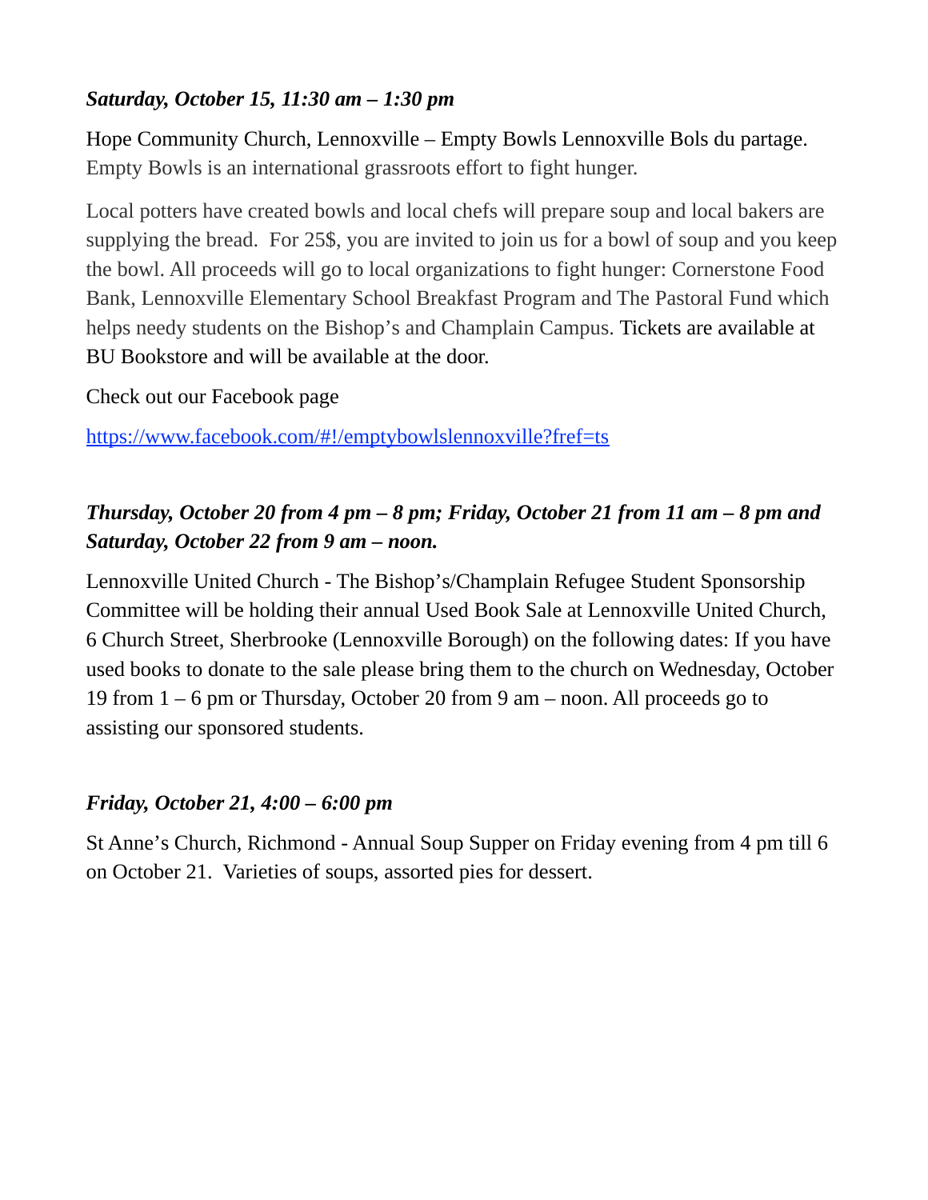***Saturday, October 15, 11:30 am – 1:30 pm***

Hope Community Church, Lennoxville – Empty Bowls Lennoxville Bols du partage. Empty Bowls is an international grassroots effort to fight hunger.

Local potters have created bowls and local chefs will prepare soup and local bakers are supplying the bread.  For 25$, you are invited to join us for a bowl of soup and you keep the bowl. All proceeds will go to local organizations to fight hunger: Cornerstone Food Bank, Lennoxville Elementary School Breakfast Program and The Pastoral Fund which helps needy students on the Bishop's and Champlain Campus. Tickets are available at BU Bookstore and will be available at the door.

Check out our Facebook page

[https://www.facebook.com/#!/emptybowlslennoxville?fref=ts](https://www.facebook.com/#!/emptybowlslennoxville?fref=ts)

***Thursday, October 20 from 4 pm – 8 pm; Friday, October 21 from 11 am – 8 pm and Saturday, October 22 from 9 am – noon.***

Lennoxville United Church - The Bishop's/Champlain Refugee Student Sponsorship Committee will be holding their annual Used Book Sale at Lennoxville United Church, 6 Church Street, Sherbrooke (Lennoxville Borough) on the following dates: If you have used books to donate to the sale please bring them to the church on Wednesday, October 19 from 1 – 6 pm or Thursday, October 20 from 9 am – noon. All proceeds go to assisting our sponsored students.

***Friday, October 21, 4:00 – 6:00 pm***

St Anne's Church, Richmond - Annual Soup Supper on Friday evening from 4 pm till 6 on October 21.  Varieties of soups, assorted pies for dessert.